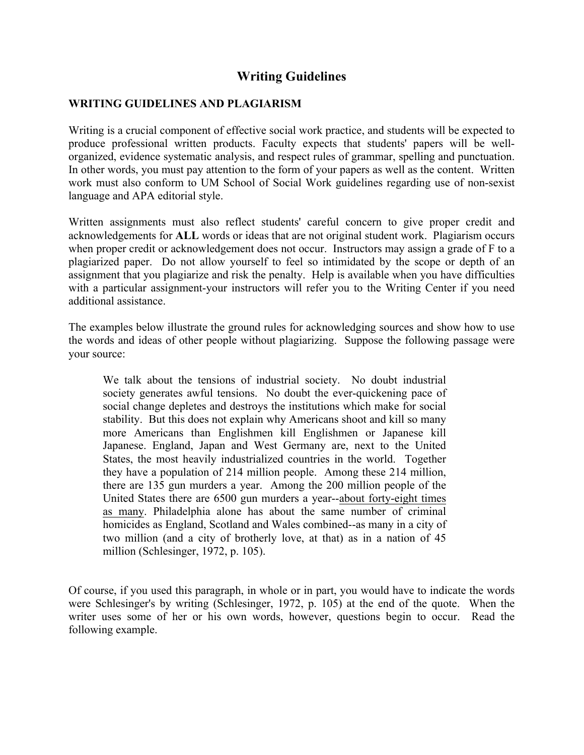# Writing Guidelines

## WRITING GUIDELINES AND PLAGIARISM

Writing is a crucial component of effective social work practice, and students will be expected to produce professional written products. Faculty expects that students' papers will be well-organized, evidence systematic analysis, and respect rules of grammar, spelling and punctuation. In other words, you must pay attention to the form of your papers as well as the content. Written work must also conform to UM School of Social Work guidelines regarding use of non-sexist language and APA editorial style.

Written assignments must also reflect students' careful concern to give proper credit and acknowledgements for **ALL** words or ideas that are not original student work. Plagiarism occurs when proper credit or acknowledgement does not occur. Instructors may assign a grade of F to a plagiarized paper. Do not allow yourself to feel so intimidated by the scope or depth of an assignment that you plagiarize and risk the penalty. Help is available when you have difficulties with a particular assignment-your instructors will refer you to the Writing Center if you need additional assistance.

The examples below illustrate the ground rules for acknowledging sources and show how to use the words and ideas of other people without plagiarizing. Suppose the following passage were your source:

> We talk about the tensions of industrial society. No doubt industrial society generates awful tensions. No doubt the ever-quickening pace of social change depletes and destroys the institutions which make for social stability. But this does not explain why Americans shoot and kill so many more Americans than Englishmen kill Englishmen or Japanese kill Japanese. England, Japan and West Germany are, next to the United States, the most heavily industrialized countries in the world. Together they have a population of 214 million people. Among these 214 million, there are 135 gun murders a year. Among the 200 million people of the United States there are 6500 gun murders a year--<u>about forty-eight times as many</u>. Philadelphia alone has about the same number of criminal homicides as England, Scotland and Wales combined--as many in a city of two million (and a city of brotherly love, at that) as in a nation of 45 million (Schlesinger, 1972, p. 105).

Of course, if you used this paragraph, in whole or in part, you would have to indicate the words were Schlesinger's by writing (Schlesinger, 1972, p. 105) at the end of the quote. When the writer uses some of her or his own words, however, questions begin to occur. Read the following example.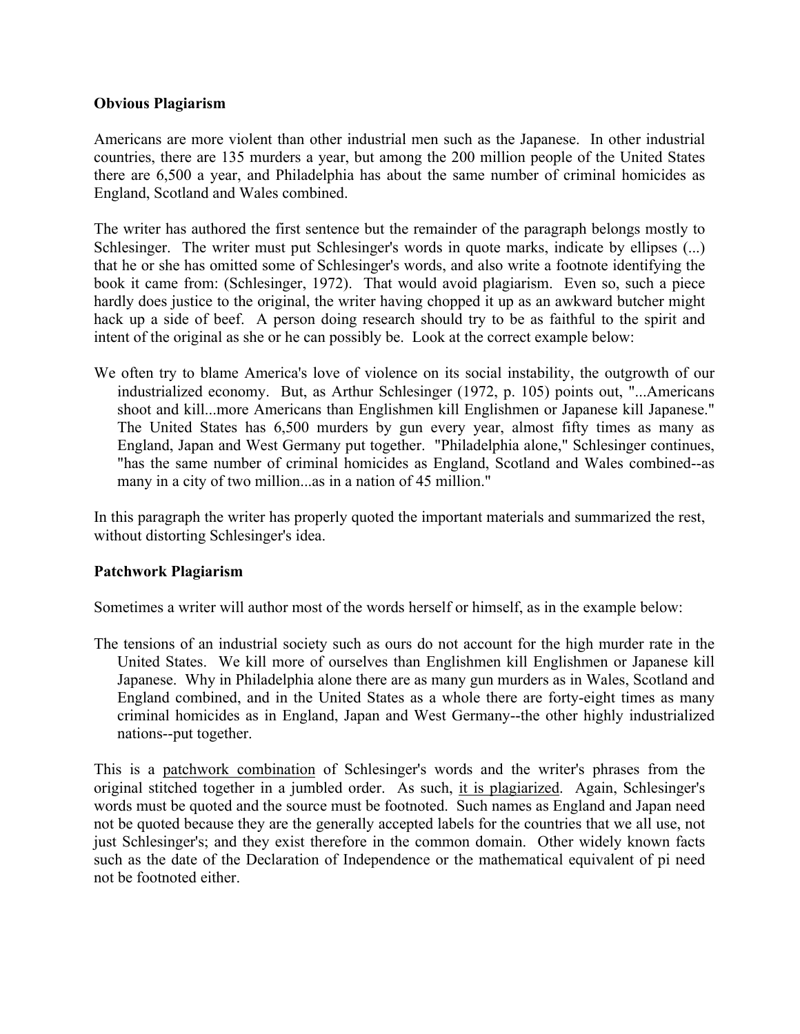**Obvious Plagiarism**

Americans are more violent than other industrial men such as the Japanese. In other industrial countries, there are 135 murders a year, but among the 200 million people of the United States there are 6,500 a year, and Philadelphia has about the same number of criminal homicides as England, Scotland and Wales combined.

The writer has authored the first sentence but the remainder of the paragraph belongs mostly to Schlesinger. The writer must put Schlesinger's words in quote marks, indicate by ellipses (...) that he or she has omitted some of Schlesinger's words, and also write a footnote identifying the book it came from: (Schlesinger, 1972). That would avoid plagiarism. Even so, such a piece hardly does justice to the original, the writer having chopped it up as an awkward butcher might hack up a side of beef. A person doing research should try to be as faithful to the spirit and intent of the original as she or he can possibly be. Look at the correct example below:

> We often try to blame America's love of violence on its social instability, the outgrowth of our industrialized economy. But, as Arthur Schlesinger (1972, p. 105) points out, "...Americans shoot and kill...more Americans than Englishmen kill Englishmen or Japanese kill Japanese." The United States has 6,500 murders by gun every year, almost fifty times as many as England, Japan and West Germany put together. "Philadelphia alone," Schlesinger continues, "has the same number of criminal homicides as England, Scotland and Wales combined--as many in a city of two million...as in a nation of 45 million."

In this paragraph the writer has properly quoted the important materials and summarized the rest, without distorting Schlesinger's idea.

**Patchwork Plagiarism**

Sometimes a writer will author most of the words herself or himself, as in the example below:

> The tensions of an industrial society such as ours do not account for the high murder rate in the United States. We kill more of ourselves than Englishmen kill Englishmen or Japanese kill Japanese. Why in Philadelphia alone there are as many gun murders as in Wales, Scotland and England combined, and in the United States as a whole there are forty-eight times as many criminal homicides as in England, Japan and West Germany--the other highly industrialized nations--put together.

This is a <u>patchwork combination</u> of Schlesinger's words and the writer's phrases from the original stitched together in a jumbled order. As such, <u>it is plagiarized</u>. Again, Schlesinger's words must be quoted and the source must be footnoted. Such names as England and Japan need not be quoted because they are the generally accepted labels for the countries that we all use, not just Schlesinger's; and they exist therefore in the common domain. Other widely known facts such as the date of the Declaration of Independence or the mathematical equivalent of pi need not be footnoted either.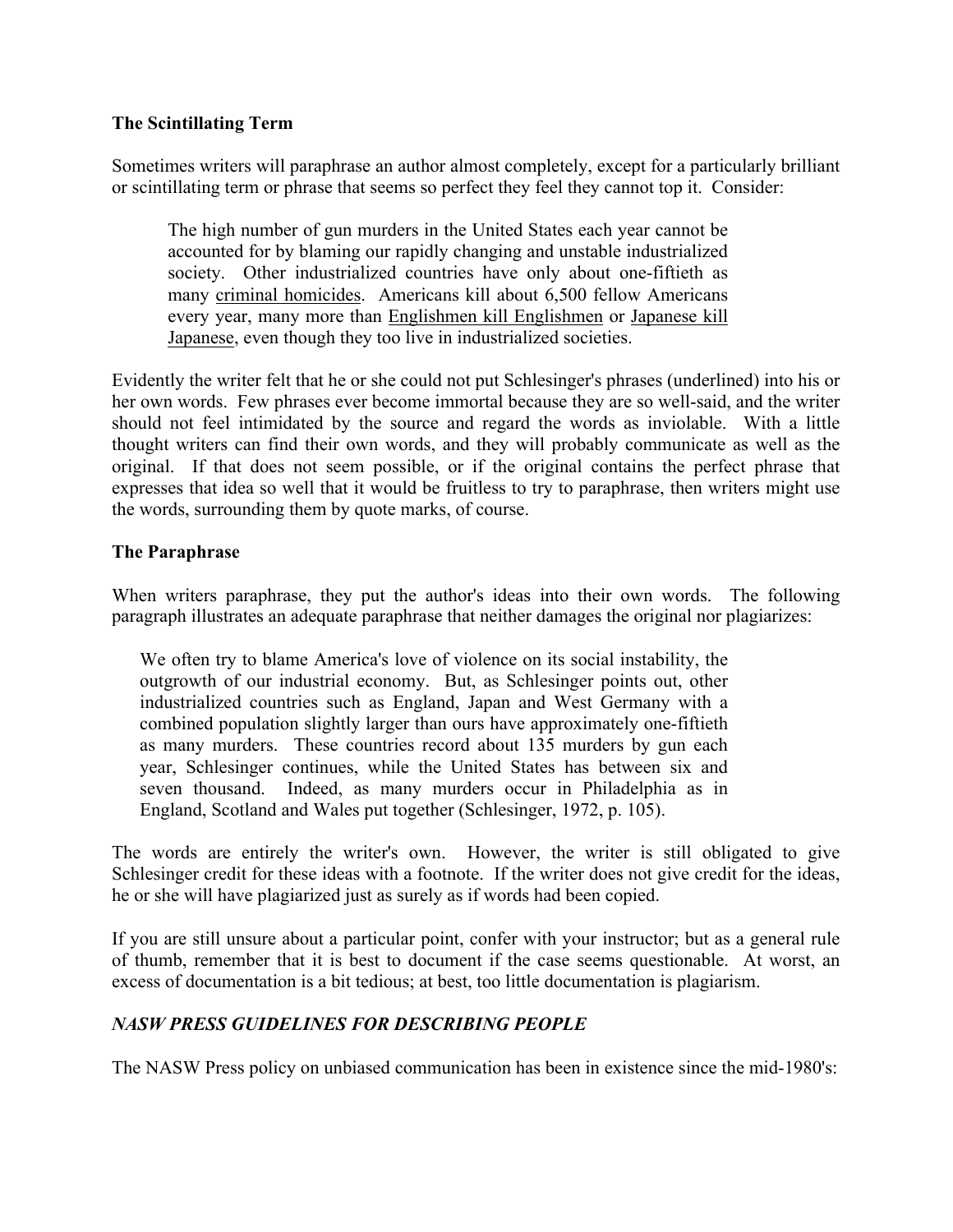**The Scintillating Term**

Sometimes writers will paraphrase an author almost completely, except for a particularly brilliant or scintillating term or phrase that seems so perfect they feel they cannot top it. Consider:

> The high number of gun murders in the United States each year cannot be accounted for by blaming our rapidly changing and unstable industrialized society. Other industrialized countries have only about one-fiftieth as many <u>criminal homicides</u>. Americans kill about 6,500 fellow Americans every year, many more than <u>Englishmen kill Englishmen</u> or <u>Japanese kill Japanese</u>, even though they too live in industrialized societies.

Evidently the writer felt that he or she could not put Schlesinger's phrases (underlined) into his or her own words. Few phrases ever become immortal because they are so well-said, and the writer should not feel intimidated by the source and regard the words as inviolable. With a little thought writers can find their own words, and they will probably communicate as well as the original. If that does not seem possible, or if the original contains the perfect phrase that expresses that idea so well that it would be fruitless to try to paraphrase, then writers might use the words, surrounding them by quote marks, of course.

**The Paraphrase**

When writers paraphrase, they put the author's ideas into their own words. The following paragraph illustrates an adequate paraphrase that neither damages the original nor plagiarizes:

> We often try to blame America's love of violence on its social instability, the outgrowth of our industrial economy. But, as Schlesinger points out, other industrialized countries such as England, Japan and West Germany with a combined population slightly larger than ours have approximately one-fiftieth as many murders. These countries record about 135 murders by gun each year, Schlesinger continues, while the United States has between six and seven thousand. Indeed, as many murders occur in Philadelphia as in England, Scotland and Wales put together (Schlesinger, 1972, p. 105).

The words are entirely the writer's own. However, the writer is still obligated to give Schlesinger credit for these ideas with a footnote. If the writer does not give credit for the ideas, he or she will have plagiarized just as surely as if words had been copied.

If you are still unsure about a particular point, confer with your instructor; but as a general rule of thumb, remember that it is best to document if the case seems questionable. At worst, an excess of documentation is a bit tedious; at best, too little documentation is plagiarism.

***NASW PRESS GUIDELINES FOR DESCRIBING PEOPLE***

The NASW Press policy on unbiased communication has been in existence since the mid-1980's: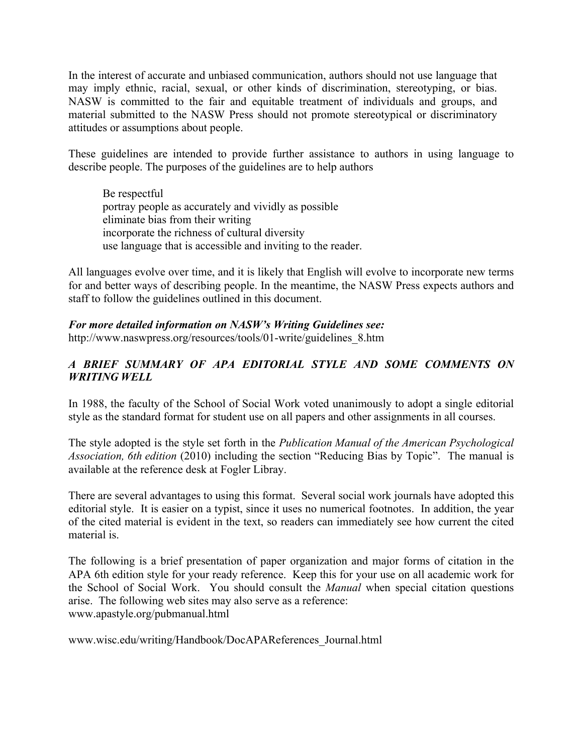In the interest of accurate and unbiased communication, authors should not use language that may imply ethnic, racial, sexual, or other kinds of discrimination, stereotyping, or bias. NASW is committed to the fair and equitable treatment of individuals and groups, and material submitted to the NASW Press should not promote stereotypical or discriminatory attitudes or assumptions about people.

These guidelines are intended to provide further assistance to authors in using language to describe people. The purposes of the guidelines are to help authors

> Be respectful
> portray people as accurately and vividly as possible
> eliminate bias from their writing
> incorporate the richness of cultural diversity
> use language that is accessible and inviting to the reader.

All languages evolve over time, and it is likely that English will evolve to incorporate new terms for and better ways of describing people. In the meantime, the NASW Press expects authors and staff to follow the guidelines outlined in this document.

***For more detailed information on NASW's Writing Guidelines see:***
http://www.naswpress.org/resources/tools/01-write/guidelines_8.htm

## *A BRIEF SUMMARY OF APA EDITORIAL STYLE AND SOME COMMENTS ON WRITING WELL*

In 1988, the faculty of the School of Social Work voted unanimously to adopt a single editorial style as the standard format for student use on all papers and other assignments in all courses.

The style adopted is the style set forth in the *Publication Manual of the American Psychological Association, 6th edition* (2010) including the section "Reducing Bias by Topic". The manual is available at the reference desk at Fogler Libray.

There are several advantages to using this format. Several social work journals have adopted this editorial style. It is easier on a typist, since it uses no numerical footnotes. In addition, the year of the cited material is evident in the text, so readers can immediately see how current the cited material is.

The following is a brief presentation of paper organization and major forms of citation in the APA 6th edition style for your ready reference. Keep this for your use on all academic work for the School of Social Work. You should consult the *Manual* when special citation questions arise. The following web sites may also serve as a reference:
www.apastyle.org/pubmanual.html

www.wisc.edu/writing/Handbook/DocAPAReferences_Journal.html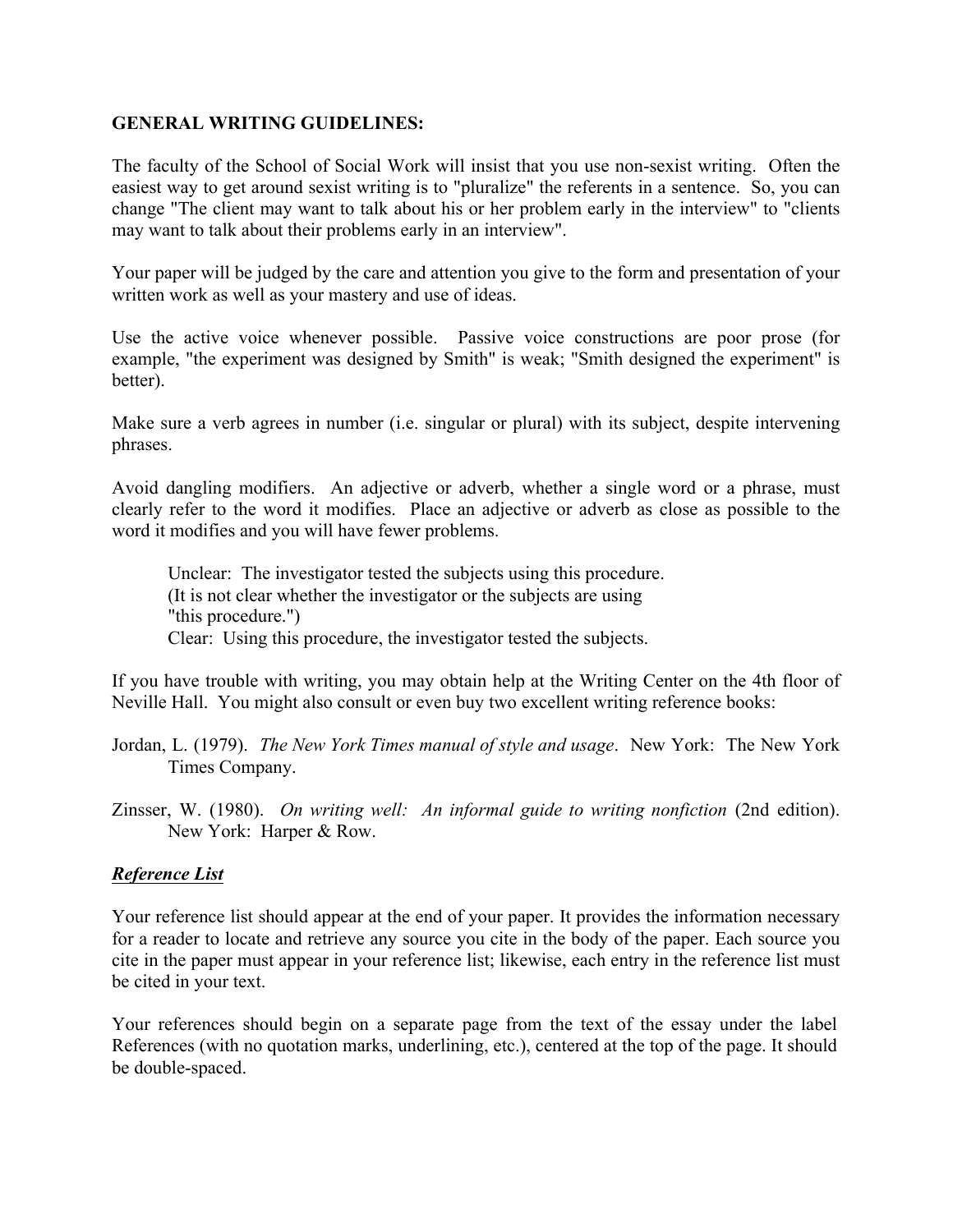**GENERAL WRITING GUIDELINES:**

The faculty of the School of Social Work will insist that you use non-sexist writing. Often the easiest way to get around sexist writing is to "pluralize" the referents in a sentence. So, you can change "The client may want to talk about his or her problem early in the interview" to "clients may want to talk about their problems early in an interview".

Your paper will be judged by the care and attention you give to the form and presentation of your written work as well as your mastery and use of ideas.

Use the active voice whenever possible. Passive voice constructions are poor prose (for example, "the experiment was designed by Smith" is weak; "Smith designed the experiment" is better).

Make sure a verb agrees in number (i.e. singular or plural) with its subject, despite intervening phrases.

Avoid dangling modifiers. An adjective or adverb, whether a single word or a phrase, must clearly refer to the word it modifies. Place an adjective or adverb as close as possible to the word it modifies and you will have fewer problems.

> Unclear: The investigator tested the subjects using this procedure.
> (It is not clear whether the investigator or the subjects are using "this procedure.")
> Clear: Using this procedure, the investigator tested the subjects.

If you have trouble with writing, you may obtain help at the Writing Center on the 4th floor of Neville Hall. You might also consult or even buy two excellent writing reference books:

Jordan, L. (1979). *The New York Times manual of style and usage*. New York: The New York Times Company.

Zinsser, W. (1980). *On writing well: An informal guide to writing nonfiction* (2nd edition). New York: Harper & Row.

***Reference List***

Your reference list should appear at the end of your paper. It provides the information necessary for a reader to locate and retrieve any source you cite in the body of the paper. Each source you cite in the paper must appear in your reference list; likewise, each entry in the reference list must be cited in your text.

Your references should begin on a separate page from the text of the essay under the label References (with no quotation marks, underlining, etc.), centered at the top of the page. It should be double-spaced.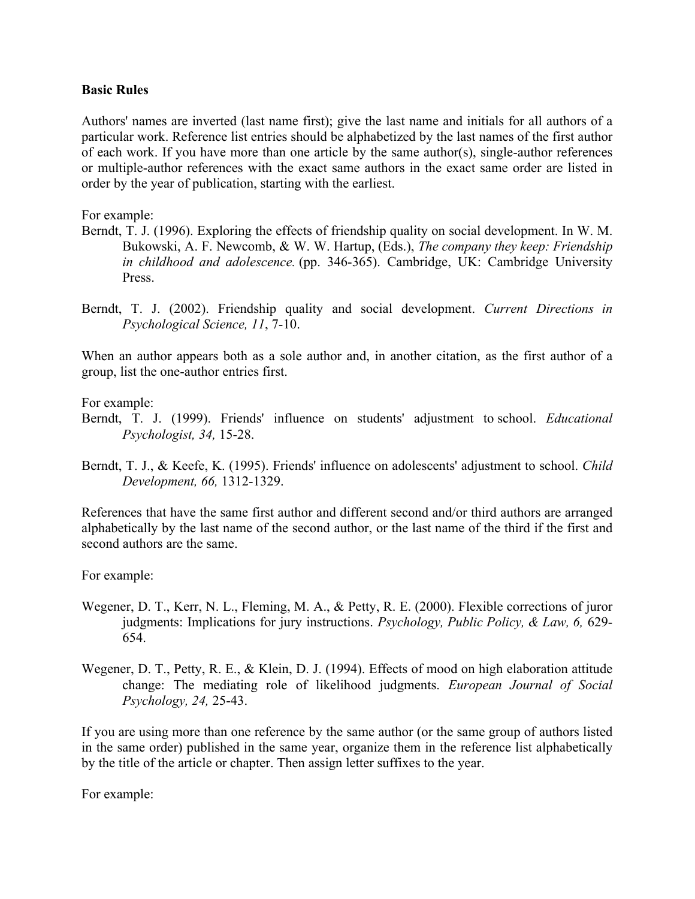**Basic Rules**

Authors' names are inverted (last name first); give the last name and initials for all authors of a particular work. Reference list entries should be alphabetized by the last names of the first author of each work. If you have more than one article by the same author(s), single-author references or multiple-author references with the exact same authors in the exact same order are listed in order by the year of publication, starting with the earliest.

For example:

Berndt, T. J. (1996). Exploring the effects of friendship quality on social development. In W. M. Bukowski, A. F. Newcomb, & W. W. Hartup, (Eds.), *The company they keep: Friendship in childhood and adolescence.* (pp. 346-365). Cambridge, UK: Cambridge University Press.

Berndt, T. J. (2002). Friendship quality and social development. *Current Directions in Psychological Science, 11*, 7-10.

When an author appears both as a sole author and, in another citation, as the first author of a group, list the one-author entries first.

For example:

Berndt, T. J. (1999). Friends' influence on students' adjustment to school. *Educational Psychologist, 34,* 15-28.

Berndt, T. J., & Keefe, K. (1995). Friends' influence on adolescents' adjustment to school. *Child Development, 66,* 1312-1329.

References that have the same first author and different second and/or third authors are arranged alphabetically by the last name of the second author, or the last name of the third if the first and second authors are the same.

For example:

Wegener, D. T., Kerr, N. L., Fleming, M. A., & Petty, R. E. (2000). Flexible corrections of juror judgments: Implications for jury instructions. *Psychology, Public Policy, & Law, 6,* 629-654.

Wegener, D. T., Petty, R. E., & Klein, D. J. (1994). Effects of mood on high elaboration attitude change: The mediating role of likelihood judgments. *European Journal of Social Psychology, 24,* 25-43.

If you are using more than one reference by the same author (or the same group of authors listed in the same order) published in the same year, organize them in the reference list alphabetically by the title of the article or chapter. Then assign letter suffixes to the year.

For example: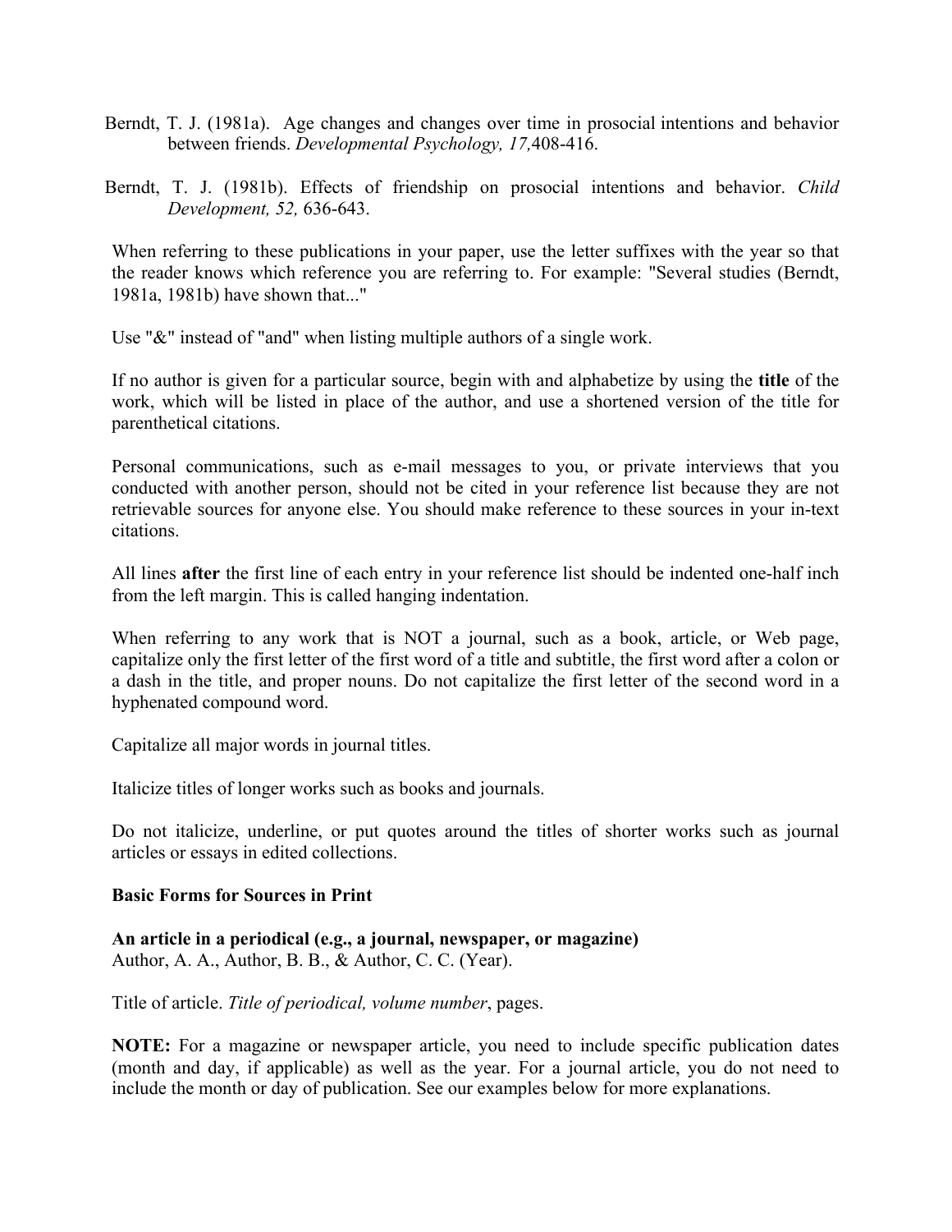Berndt, T. J. (1981a). Age changes and changes over time in prosocial intentions and behavior between friends. *Developmental Psychology, 17,*408-416.

Berndt, T. J. (1981b). Effects of friendship on prosocial intentions and behavior. *Child Development, 52,* 636-643.

When referring to these publications in your paper, use the letter suffixes with the year so that the reader knows which reference you are referring to. For example: "Several studies (Berndt, 1981a, 1981b) have shown that..."

Use "&" instead of "and" when listing multiple authors of a single work.

If no author is given for a particular source, begin with and alphabetize by using the **title** of the work, which will be listed in place of the author, and use a shortened version of the title for parenthetical citations.

Personal communications, such as e-mail messages to you, or private interviews that you conducted with another person, should not be cited in your reference list because they are not retrievable sources for anyone else. You should make reference to these sources in your in-text citations.

All lines **after** the first line of each entry in your reference list should be indented one-half inch from the left margin. This is called hanging indentation.

When referring to any work that is NOT a journal, such as a book, article, or Web page, capitalize only the first letter of the first word of a title and subtitle, the first word after a colon or a dash in the title, and proper nouns. Do not capitalize the first letter of the second word in a hyphenated compound word.

Capitalize all major words in journal titles.

Italicize titles of longer works such as books and journals.

Do not italicize, underline, or put quotes around the titles of shorter works such as journal articles or essays in edited collections.

**Basic Forms for Sources in Print**

**An article in a periodical (e.g., a journal, newspaper, or magazine)**
Author, A. A., Author, B. B., & Author, C. C. (Year).

Title of article. *Title of periodical, volume number*, pages.

**NOTE:** For a magazine or newspaper article, you need to include specific publication dates (month and day, if applicable) as well as the year. For a journal article, you do not need to include the month or day of publication. See our examples below for more explanations.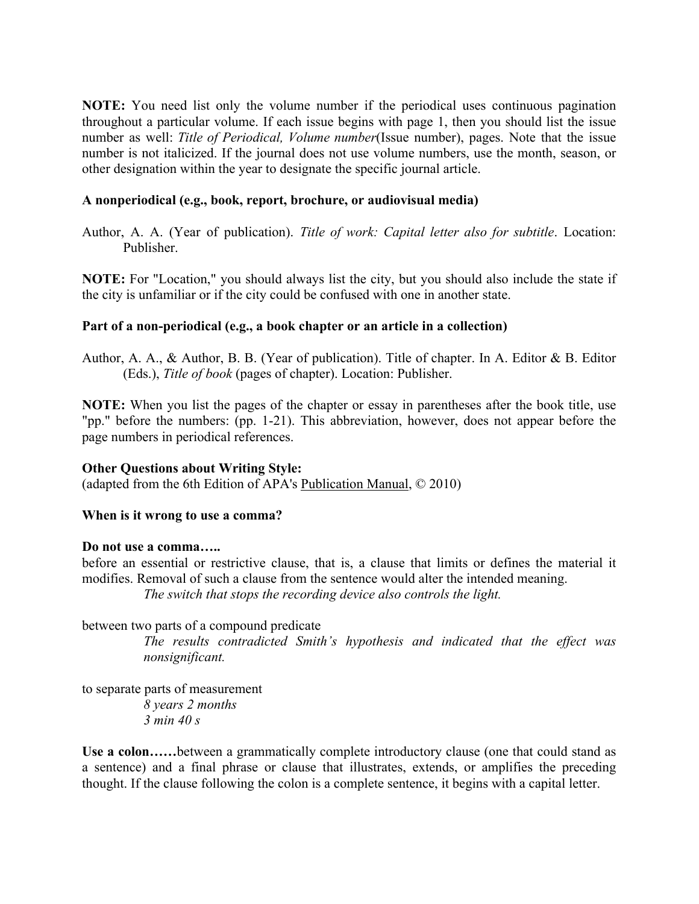**NOTE:** You need list only the volume number if the periodical uses continuous pagination throughout a particular volume. If each issue begins with page 1, then you should list the issue number as well: *Title of Periodical, Volume number*(Issue number), pages. Note that the issue number is not italicized. If the journal does not use volume numbers, use the month, season, or other designation within the year to designate the specific journal article.

**A nonperiodical (e.g., book, report, brochure, or audiovisual media)**

Author, A. A. (Year of publication). *Title of work: Capital letter also for subtitle*. Location: Publisher.

**NOTE:** For "Location," you should always list the city, but you should also include the state if the city is unfamiliar or if the city could be confused with one in another state.

**Part of a non-periodical (e.g., a book chapter or an article in a collection)**

Author, A. A., & Author, B. B. (Year of publication). Title of chapter. In A. Editor & B. Editor (Eds.), *Title of book* (pages of chapter). Location: Publisher.

**NOTE:** When you list the pages of the chapter or essay in parentheses after the book title, use "pp." before the numbers: (pp. 1-21). This abbreviation, however, does not appear before the page numbers in periodical references.

**Other Questions about Writing Style:**
(adapted from the 6th Edition of APA's Publication Manual, © 2010)

**When is it wrong to use a comma?**

**Do not use a comma…..**
before an essential or restrictive clause, that is, a clause that limits or defines the material it modifies. Removal of such a clause from the sentence would alter the intended meaning.

> *The switch that stops the recording device also controls the light.*

between two parts of a compound predicate

> *The results contradicted Smith's hypothesis and indicated that the effect was nonsignificant.*

to separate parts of measurement

> *8 years 2 months*
> *3 min 40 s*

**Use a colon……**between a grammatically complete introductory clause (one that could stand as a sentence) and a final phrase or clause that illustrates, extends, or amplifies the preceding thought. If the clause following the colon is a complete sentence, it begins with a capital letter.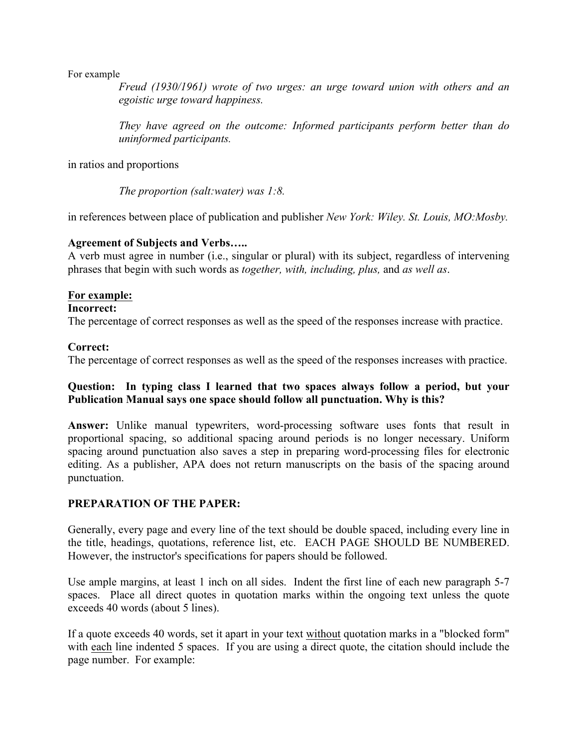For example

> *Freud (1930/1961) wrote of two urges: an urge toward union with others and an egoistic urge toward happiness.*
>
> *They have agreed on the outcome: Informed participants perform better than do uninformed participants.*

in ratios and proportions

> *The proportion (salt:water) was 1:8.*

in references between place of publication and publisher *New York: Wiley. St. Louis, MO:Mosby.*

**Agreement of Subjects and Verbs…..**

A verb must agree in number (i.e., singular or plural) with its subject, regardless of intervening phrases that begin with such words as *together, with, including, plus,* and *as well as*.

<u>**For example:**</u>

**Incorrect:**

The percentage of correct responses as well as the speed of the responses increase with practice.

**Correct:**

The percentage of correct responses as well as the speed of the responses increases with practice.

**Question: In typing class I learned that two spaces always follow a period, but your Publication Manual says one space should follow all punctuation. Why is this?**

**Answer:** Unlike manual typewriters, word-processing software uses fonts that result in proportional spacing, so additional spacing around periods is no longer necessary. Uniform spacing around punctuation also saves a step in preparing word-processing files for electronic editing. As a publisher, APA does not return manuscripts on the basis of the spacing around punctuation.

**PREPARATION OF THE PAPER:**

Generally, every page and every line of the text should be double spaced, including every line in the title, headings, quotations, reference list, etc. EACH PAGE SHOULD BE NUMBERED. However, the instructor's specifications for papers should be followed.

Use ample margins, at least 1 inch on all sides. Indent the first line of each new paragraph 5-7 spaces. Place all direct quotes in quotation marks within the ongoing text unless the quote exceeds 40 words (about 5 lines).

If a quote exceeds 40 words, set it apart in your text <u>without</u> quotation marks in a "blocked form" with <u>each</u> line indented 5 spaces. If you are using a direct quote, the citation should include the page number. For example: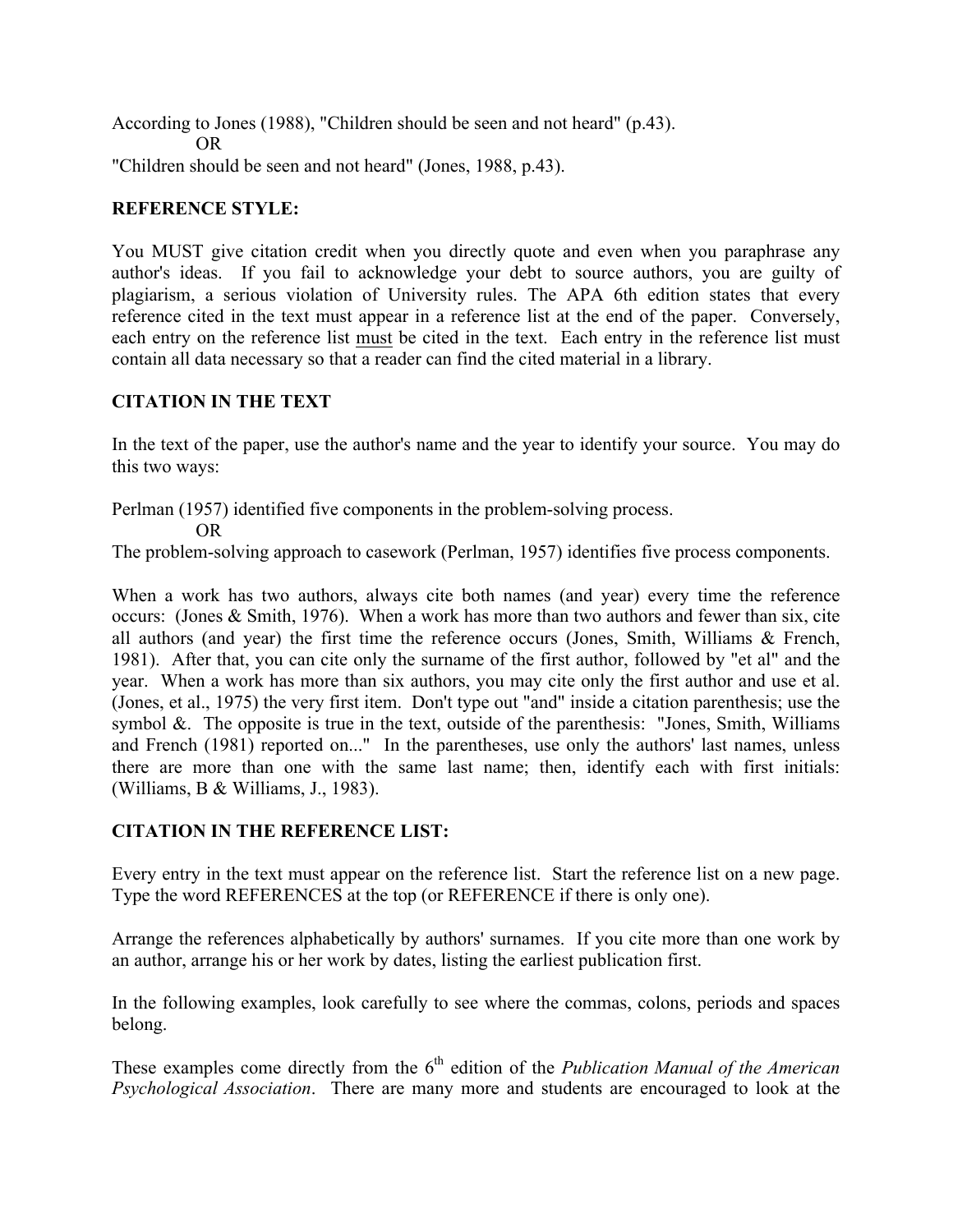According to Jones (1988), "Children should be seen and not heard" (p.43).

OR

"Children should be seen and not heard" (Jones, 1988, p.43).

**REFERENCE STYLE:**

You MUST give citation credit when you directly quote and even when you paraphrase any author's ideas. If you fail to acknowledge your debt to source authors, you are guilty of plagiarism, a serious violation of University rules. The APA 6th edition states that every reference cited in the text must appear in a reference list at the end of the paper. Conversely, each entry on the reference list <u>must</u> be cited in the text. Each entry in the reference list must contain all data necessary so that a reader can find the cited material in a library.

**CITATION IN THE TEXT**

In the text of the paper, use the author's name and the year to identify your source. You may do this two ways:

Perlman (1957) identified five components in the problem-solving process.

OR

The problem-solving approach to casework (Perlman, 1957) identifies five process components.

When a work has two authors, always cite both names (and year) every time the reference occurs: (Jones & Smith, 1976). When a work has more than two authors and fewer than six, cite all authors (and year) the first time the reference occurs (Jones, Smith, Williams & French, 1981). After that, you can cite only the surname of the first author, followed by "et al" and the year. When a work has more than six authors, you may cite only the first author and use et al. (Jones, et al., 1975) the very first item. Don't type out "and" inside a citation parenthesis; use the symbol &. The opposite is true in the text, outside of the parenthesis: "Jones, Smith, Williams and French (1981) reported on..." In the parentheses, use only the authors' last names, unless there are more than one with the same last name; then, identify each with first initials: (Williams, B & Williams, J., 1983).

**CITATION IN THE REFERENCE LIST:**

Every entry in the text must appear on the reference list. Start the reference list on a new page. Type the word REFERENCES at the top (or REFERENCE if there is only one).

Arrange the references alphabetically by authors' surnames. If you cite more than one work by an author, arrange his or her work by dates, listing the earliest publication first.

In the following examples, look carefully to see where the commas, colons, periods and spaces belong.

These examples come directly from the 6th edition of the *Publication Manual of the American Psychological Association*. There are many more and students are encouraged to look at the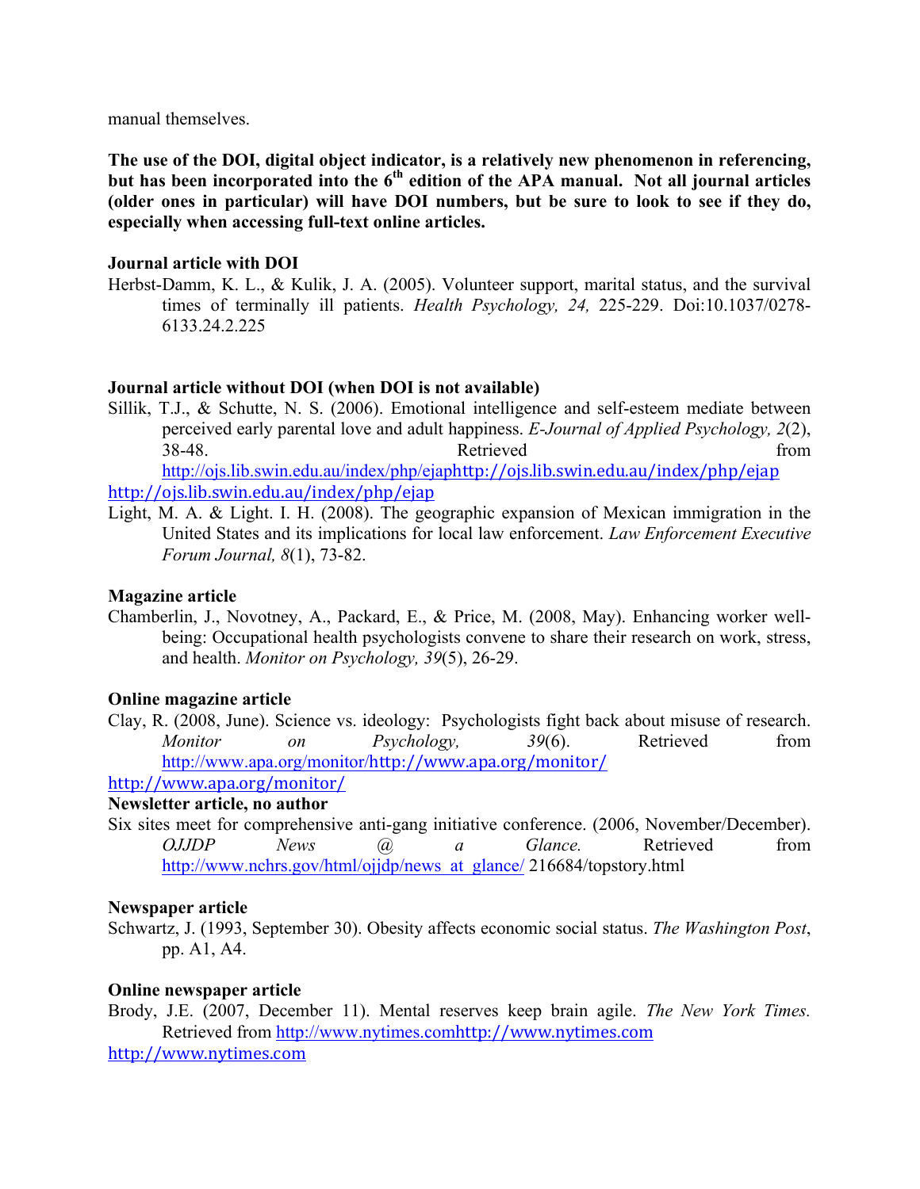manual themselves.

**The use of the DOI, digital object indicator, is a relatively new phenomenon in referencing, but has been incorporated into the 6th edition of the APA manual. Not all journal articles (older ones in particular) will have DOI numbers, but be sure to look to see if they do, especially when accessing full-text online articles.**

**Journal article with DOI**

Herbst-Damm, K. L., & Kulik, J. A. (2005). Volunteer support, marital status, and the survival times of terminally ill patients. *Health Psychology, 24,* 225-229. Doi:10.1037/0278-6133.24.2.225

**Journal article without DOI (when DOI is not available)**

Sillik, T.J., & Schutte, N. S. (2006). Emotional intelligence and self-esteem mediate between perceived early parental love and adult happiness. *E-Journal of Applied Psychology, 2*(2), 38-48. Retrieved from http://ojs.lib.swin.edu.au/index/php/ejaphttp://ojs.lib.swin.edu.au/index/php/ejap http://ojs.lib.swin.edu.au/index/php/ejap

Light, M. A. & Light. I. H. (2008). The geographic expansion of Mexican immigration in the United States and its implications for local law enforcement. *Law Enforcement Executive Forum Journal, 8*(1), 73-82.

**Magazine article**

Chamberlin, J., Novotney, A., Packard, E., & Price, M. (2008, May). Enhancing worker well-being: Occupational health psychologists convene to share their research on work, stress, and health. *Monitor on Psychology, 39*(5), 26-29.

**Online magazine article**

Clay, R. (2008, June). Science vs. ideology: Psychologists fight back about misuse of research. *Monitor on Psychology, 39*(6). Retrieved from http://www.apa.org/monitor/http://www.apa.org/monitor/ http://www.apa.org/monitor/

**Newsletter article, no author**

Six sites meet for comprehensive anti-gang initiative conference. (2006, November/December). *OJJDP News @ a Glance.* Retrieved from http://www.nchrs.gov/html/ojjdp/news_at_glance/ 216684/topstory.html

**Newspaper article**

Schwartz, J. (1993, September 30). Obesity affects economic social status. *The Washington Post*, pp. A1, A4.

**Online newspaper article**

Brody, J.E. (2007, December 11). Mental reserves keep brain agile. *The New York Times.* Retrieved from http://www.nytimes.comhttp://www.nytimes.com http://www.nytimes.com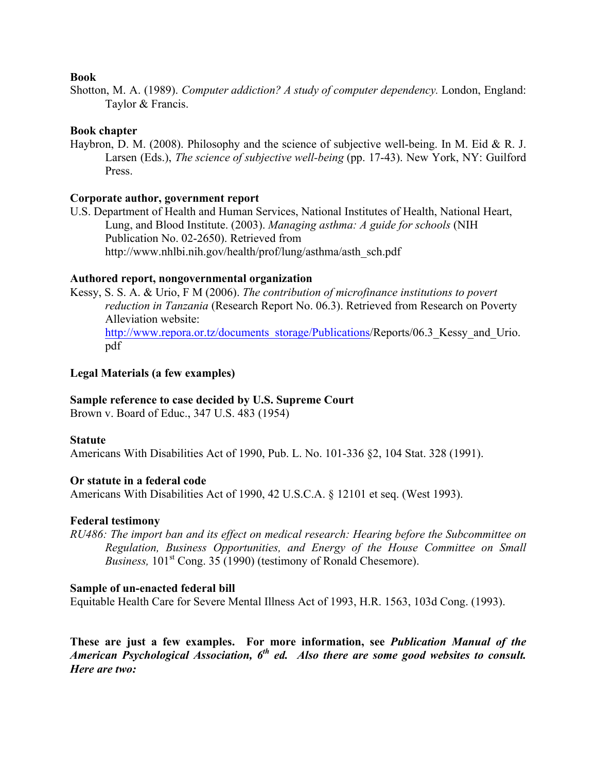**Book**

Shotton, M. A. (1989). *Computer addiction? A study of computer dependency.* London, England: Taylor & Francis.

**Book chapter**

Haybron, D. M. (2008). Philosophy and the science of subjective well-being. In M. Eid & R. J. Larsen (Eds.), *The science of subjective well-being* (pp. 17-43). New York, NY: Guilford Press.

**Corporate author, government report**

U.S. Department of Health and Human Services, National Institutes of Health, National Heart, Lung, and Blood Institute. (2003). *Managing asthma: A guide for schools* (NIH Publication No. 02-2650). Retrieved from http://www.nhlbi.nih.gov/health/prof/lung/asthma/asth_sch.pdf

**Authored report, nongovernmental organization**

Kessy, S. S. A. & Urio, F M (2006). *The contribution of microfinance institutions to povert reduction in Tanzania* (Research Report No. 06.3). Retrieved from Research on Poverty Alleviation website: http://www.repora.or.tz/documents_storage/Publications/Reports/06.3_Kessy_and_Urio.pdf

**Legal Materials (a few examples)**

**Sample reference to case decided by U.S. Supreme Court**

Brown v. Board of Educ., 347 U.S. 483 (1954)

**Statute**

Americans With Disabilities Act of 1990, Pub. L. No. 101-336 §2, 104 Stat. 328 (1991).

**Or statute in a federal code**

Americans With Disabilities Act of 1990, 42 U.S.C.A. § 12101 et seq. (West 1993).

**Federal testimony**

*RU486: The import ban and its effect on medical research: Hearing before the Subcommittee on Regulation, Business Opportunities, and Energy of the House Committee on Small Business,* 101st Cong. 35 (1990) (testimony of Ronald Chesemore).

**Sample of un-enacted federal bill**

Equitable Health Care for Severe Mental Illness Act of 1993, H.R. 1563, 103d Cong. (1993).

**These are just a few examples. For more information, see *Publication Manual of the American Psychological Association, 6th ed. Also there are some good websites to consult. Here are two:***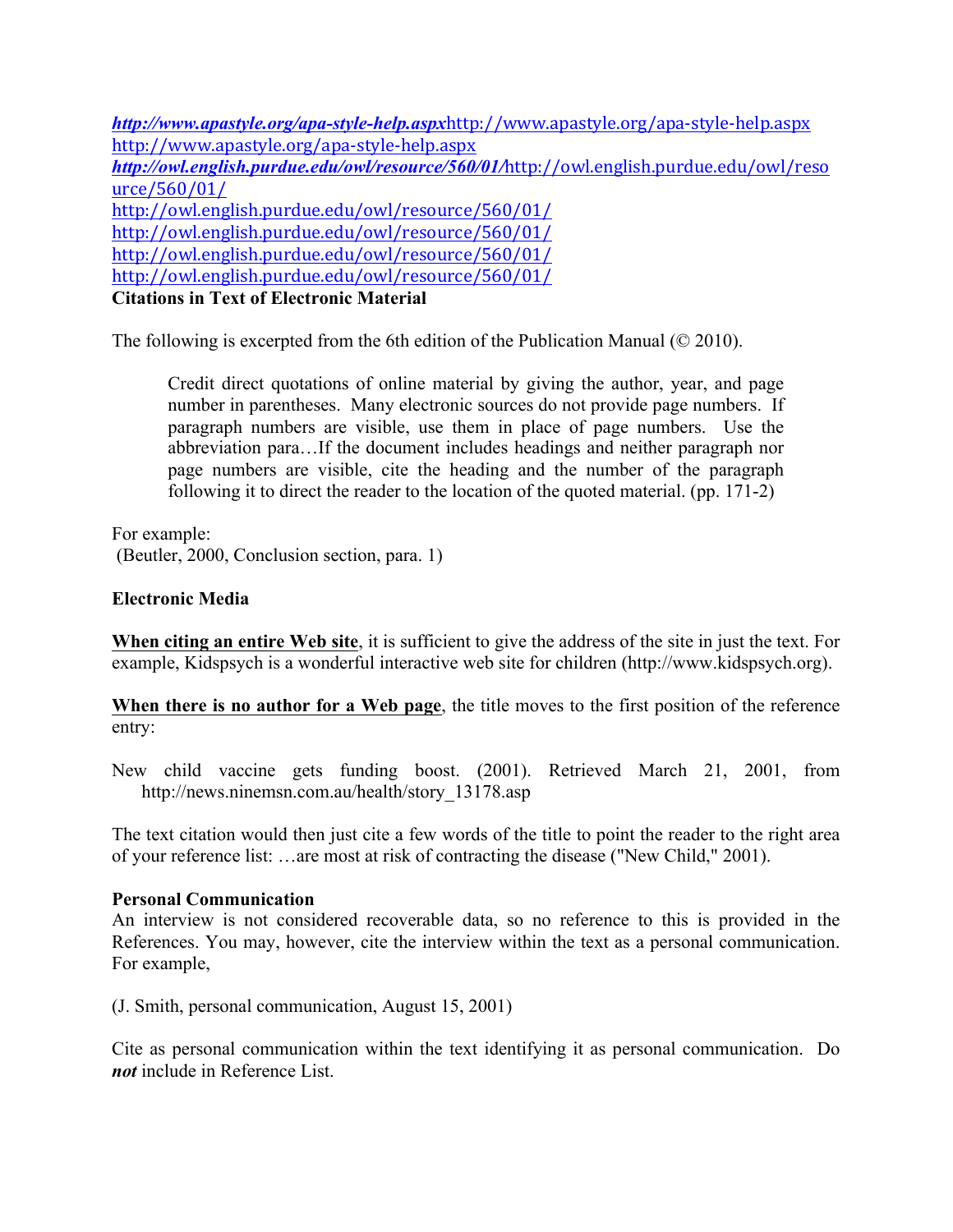***http://www.apastyle.org/apa-style-help.aspx***http://www.apastyle.org/apa-style-help.aspx
http://www.apastyle.org/apa-style-help.aspx
***http://owl.english.purdue.edu/owl/resource/560/01/***http://owl.english.purdue.edu/owl/resource/560/01/
http://owl.english.purdue.edu/owl/resource/560/01/
http://owl.english.purdue.edu/owl/resource/560/01/
http://owl.english.purdue.edu/owl/resource/560/01/
http://owl.english.purdue.edu/owl/resource/560/01/

**Citations in Text of Electronic Material**

The following is excerpted from the 6th edition of the Publication Manual (© 2010).

> Credit direct quotations of online material by giving the author, year, and page number in parentheses. Many electronic sources do not provide page numbers. If paragraph numbers are visible, use them in place of page numbers. Use the abbreviation para…If the document includes headings and neither paragraph nor page numbers are visible, cite the heading and the number of the paragraph following it to direct the reader to the location of the quoted material. (pp. 171-2)

For example:
(Beutler, 2000, Conclusion section, para. 1)

**Electronic Media**

**<u>When citing an entire Web site</u>**, it is sufficient to give the address of the site in just the text. For example, Kidspsych is a wonderful interactive web site for children (http://www.kidspsych.org).

**<u>When there is no author for a Web page</u>**, the title moves to the first position of the reference entry:

New child vaccine gets funding boost. (2001). Retrieved March 21, 2001, from http://news.ninemsn.com.au/health/story_13178.asp

The text citation would then just cite a few words of the title to point the reader to the right area of your reference list: …are most at risk of contracting the disease ("New Child," 2001).

**Personal Communication**

An interview is not considered recoverable data, so no reference to this is provided in the References. You may, however, cite the interview within the text as a personal communication. For example,

(J. Smith, personal communication, August 15, 2001)

Cite as personal communication within the text identifying it as personal communication. Do ***not*** include in Reference List.